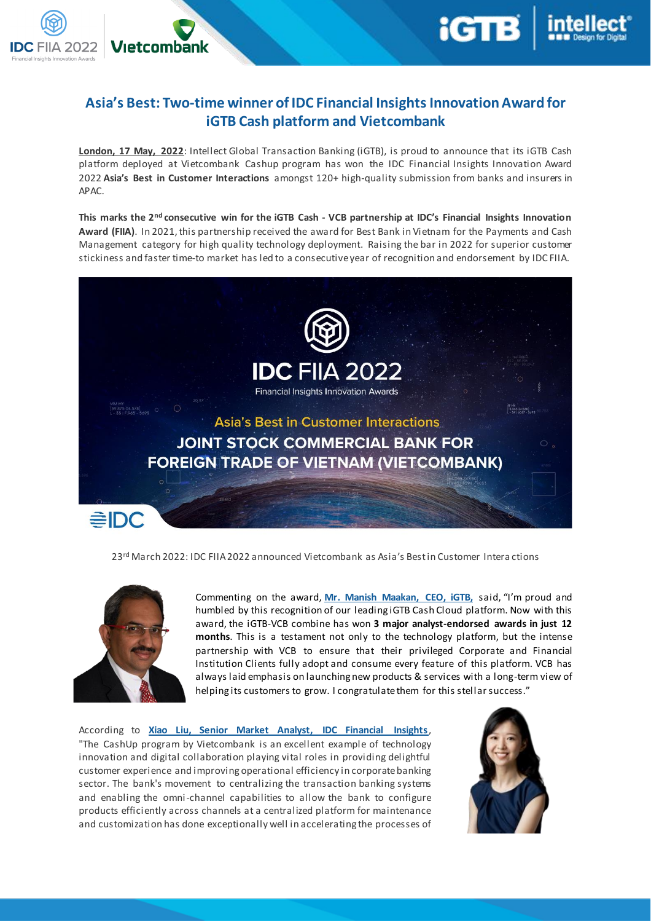# Asia's Best: Two-time winner of IDC Financial Insights Innovation Award for iGTB Cash platform and Vietcombank

**London, 17 May, 2022**: Intellect Global Transaction Banking (iGTB), is proud to announce that its iGTB Cash platform deployed at Vietcombank Cashup program has won the IDC Financial Insights Innovation Award 2022 **Asia's Best in Customer Interactions** amongst 120+ high-quality submission from banks and insurers in APAC.

**This marks the 2nd consecutive win for the iGTB Cash - VCB partnership at IDC's Financial Insights Innovation Award (FIIA).** In 2021, this partnership received the award for Best Bank in Vietnam for the Payments and Cash Management category for high quality technology deployment. Raising the bar in 2022 for superior customer stickiness and faster time-to market has led to a consecutive year of recognition and endorsement by IDC FIIA.

23rd March 2022: IDC FIIA 2022 announced Vietcombank as Asia's Best in Customer Interactions

Commenting on the award, **Mr. Manish Maakan, CEO, iGTB,** said, "I'm proud and humbled by this recognition of our leading iGTB Cash Cloud platform. Now with this award, the iGTB-VCB combine has won **3 major analyst-endorsed awards in just 12 months**. This is a testament not only to the technology platform, but the intense partnership with VCB to ensure that their privileged Corporate and Financial Institution Clients fully adopt and consume every feature of this platform. VCB has always laid emphasis on launching new products & services with a long-term view of helping its customers to grow. I congratulate them for this stellar success."

According to **Xiao Liu, Senior Market Analyst, IDC Financial Insights**, "The CashUp program by Vietcombank is an excellent example of technology innovation and digital collaboration playing vital roles in providing delightful customer experience and improving operational efficiency in corporate banking sector. The bank's movement to centralizing the transaction banking systems and enabling the omni-channel capabilities to allow the bank to configure products efficiently across channels at a centralized platform for maintenance and customization has done exceptionally well in accelerating the processes of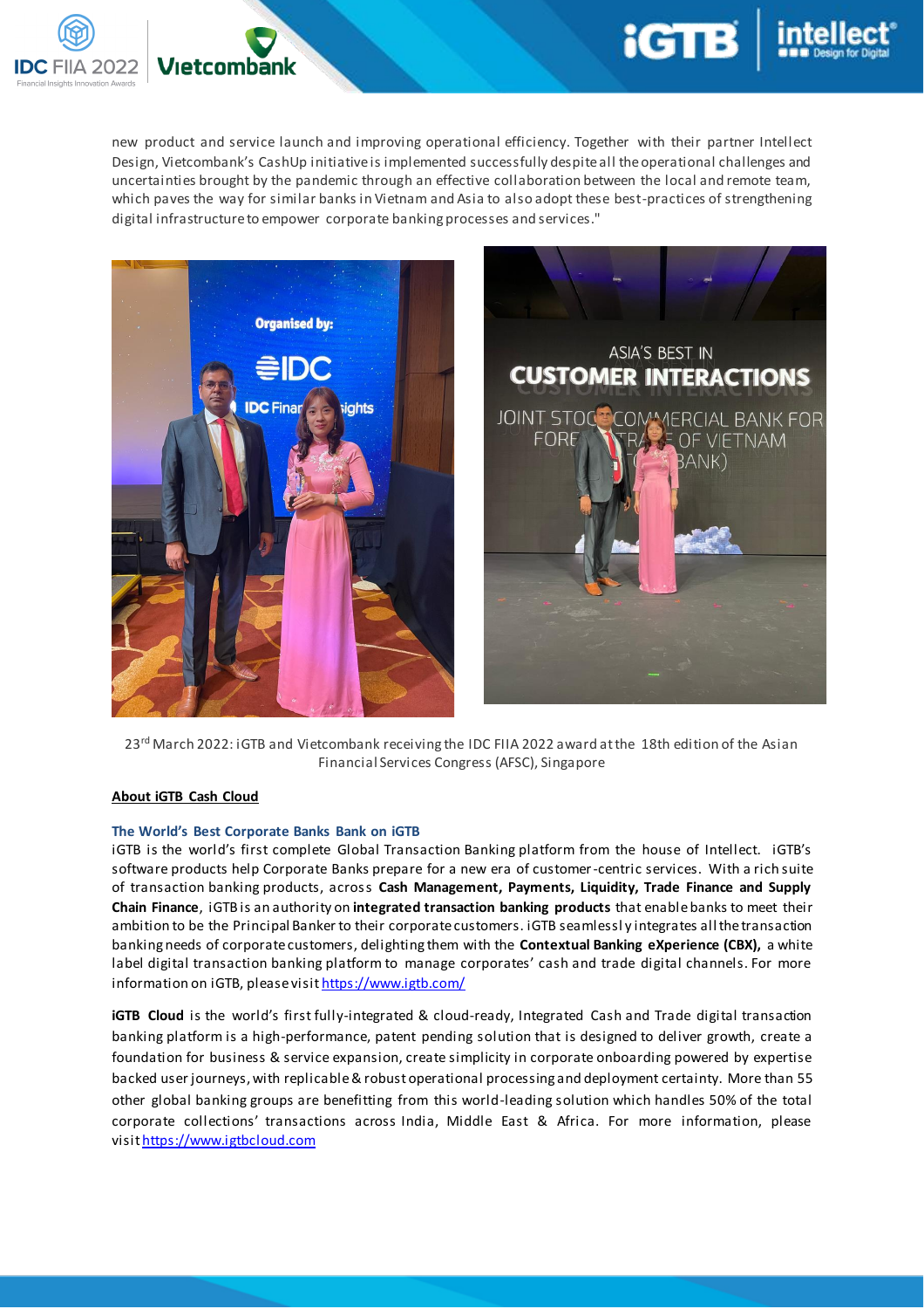new product and service launch and improving operational efficiency. Together with their partner Intellect Design, Vietcombank's CashUp initiative is implemented successfully despite all the operational challenges and uncertainties brought by the pandemic through an effective collaboration between the local and remote team, which paves the way for similar banks in Vietnam and Asia to also adopt these best-practices of strengthening digital infrastructure to empower corporate banking processes and services."

23rd March 2022: iGTB and Vietcombank receiving the IDC FIIA 2022 award at the 18th edition of the Asian Financial Services Congress (AFSC), Singapore

**About iGTB Cash Cloud**

**The World's Best Corporate Banks Bank on iGTB**

iGTB is the world's first complete Global Transaction Banking platform from the house of Intellect. iGTB's software products help Corporate Banks prepare for a new era of customer-centric services. With a rich suite of transaction banking products, across **Cash Management, Payments, Liquidity, Trade Finance and Supply Chain Finance**, iGTB is an authority on **integrated transaction banking products** that enable banks to meet their ambition to be the Principal Banker to their corporate customers. iGTB seamlessly integrates all the transaction banking needs of corporate customers, delighting them with the **Contextual Banking eXperience (CBX),** a white label digital transaction banking platform to manage corporates' cash and trade digital channels. For more information on iGTB, please visit https://www.igtb.com/

**iGTB Cloud** is the world's first fully-integrated & cloud-ready, Integrated Cash and Trade digital transaction banking platform is a high-performance, patent pending solution that is designed to deliver growth, create a foundation for business & service expansion, create simplicity in corporate onboarding powered by expertise backed user journeys, with replicable & robust operational processing and deployment certainty. More than 55 other global banking groups are benefitting from this world-leading solution which handles 50% of the total corporate collections' transactions across India, Middle East & Africa. For more information, please visit https://www.igtbcloud.com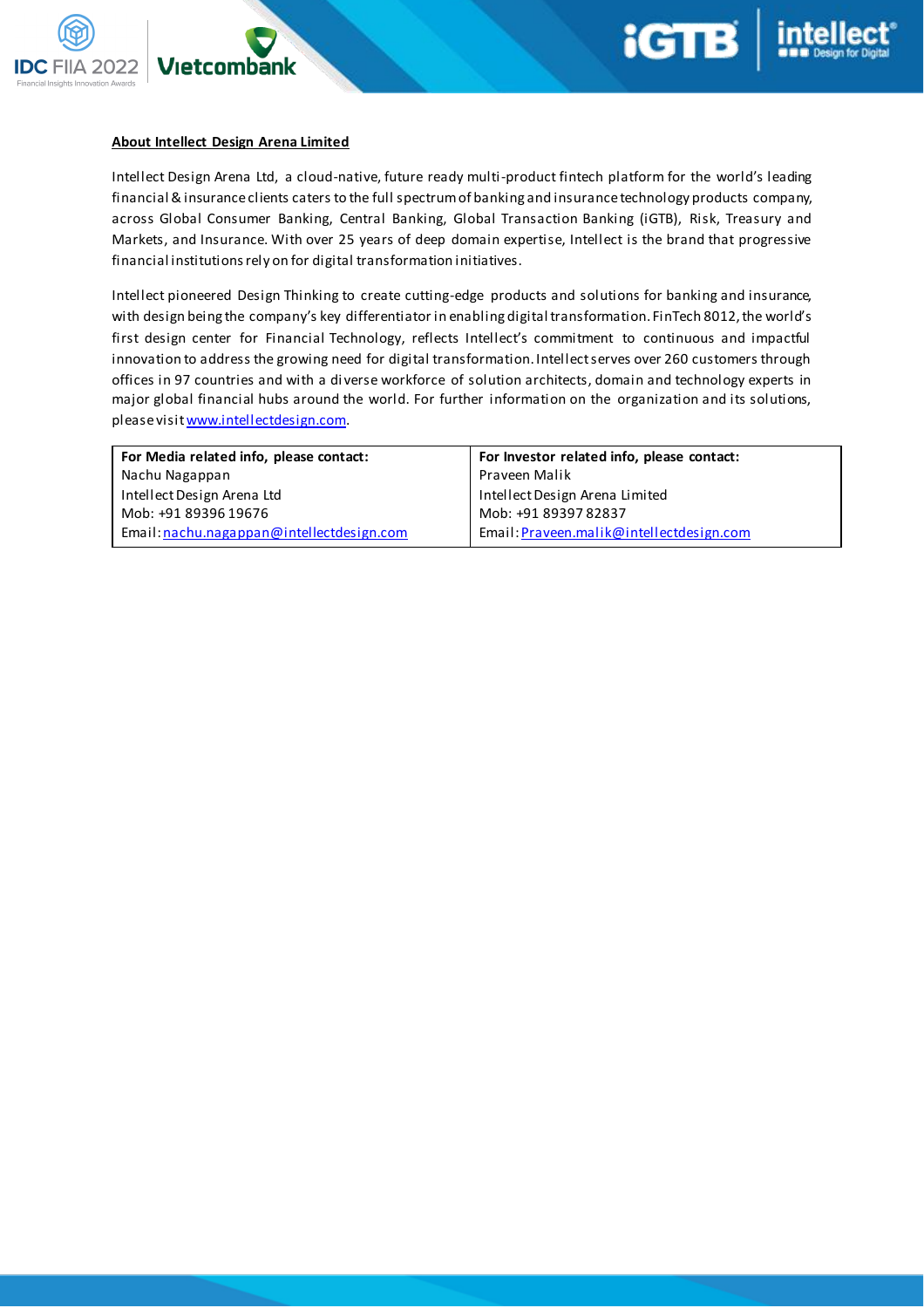**About Intellect Design Arena Limited**

Intellect Design Arena Ltd, a cloud-native, future ready multi-product fintech platform for the world's leading financial & insurance clients caters to the full spectrum of banking and insurance technology products company, across Global Consumer Banking, Central Banking, Global Transaction Banking (iGTB), Risk, Treasury and Markets, and Insurance. With over 25 years of deep domain expertise, Intellect is the brand that progressive financial institutions rely on for digital transformation initiatives.

Intellect pioneered Design Thinking to create cutting-edge products and solutions for banking and insurance, with design being the company's key differentiator in enabling digital transformation. FinTech 8012, the world's first design center for Financial Technology, reflects Intellect's commitment to continuous and impactful innovation to address the growing need for digital transformation. Intellect serves over 260 customers through offices in 97 countries and with a diverse workforce of solution architects, domain and technology experts in major global financial hubs around the world. For further information on the organization and its solutions, please visit www.intellectdesign.com.

| **For Media related info, please contact:** | **For Investor related info, please contact:** |
|---|---|
| Nachu Nagappan | Praveen Malik |
| Intellect Design Arena Ltd | Intellect Design Arena Limited |
| Mob: +91 89396 19676 | Mob: +91 89397 82837 |
| Email: nachu.nagappan@intellectdesign.com | Email: Praveen.malik@intellectdesign.com |